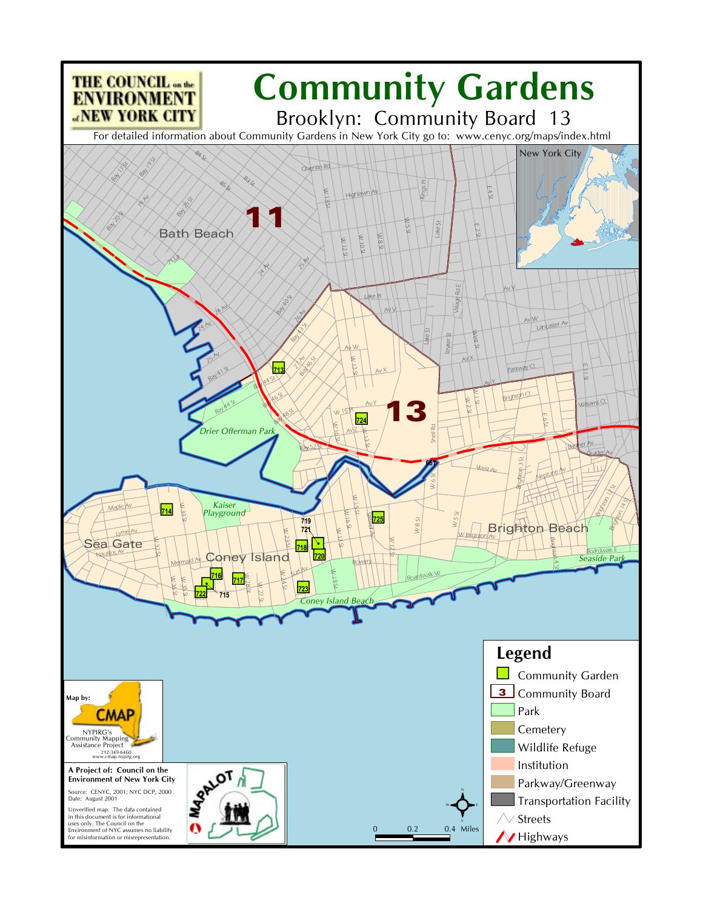# Community Gardens

## Brooklyn: Community Board 13

For detailed information about Community Gardens in New York City go to: www.cenyc.org/maps/index.html

THE COUNCIL on the ENVIRONMENT of NEW YORK CITY

New York City

## Legend

- Community Garden
- Community Board
- Park
- Cemetery
- Wildlife Refuge
- Institution
- Parkway/Greenway
- Transportation Facility
- Streets
- Highways

Map by: CMAP
NYPIRG's Community Mapping Assistance Project
212-349-6460
www.cmap.nypirg.org

**A Project of: Council on the Environment of New York City**

Source: CENYC, 2001; NYC DCP, 2000
Date: August 2001

Unverified map. The data contained in this document is for informational uses only. The Council on the Environment of NYC assumes no liability for misinformation or misrepresentation.

MAPALOT

0 0.2 0.4 Miles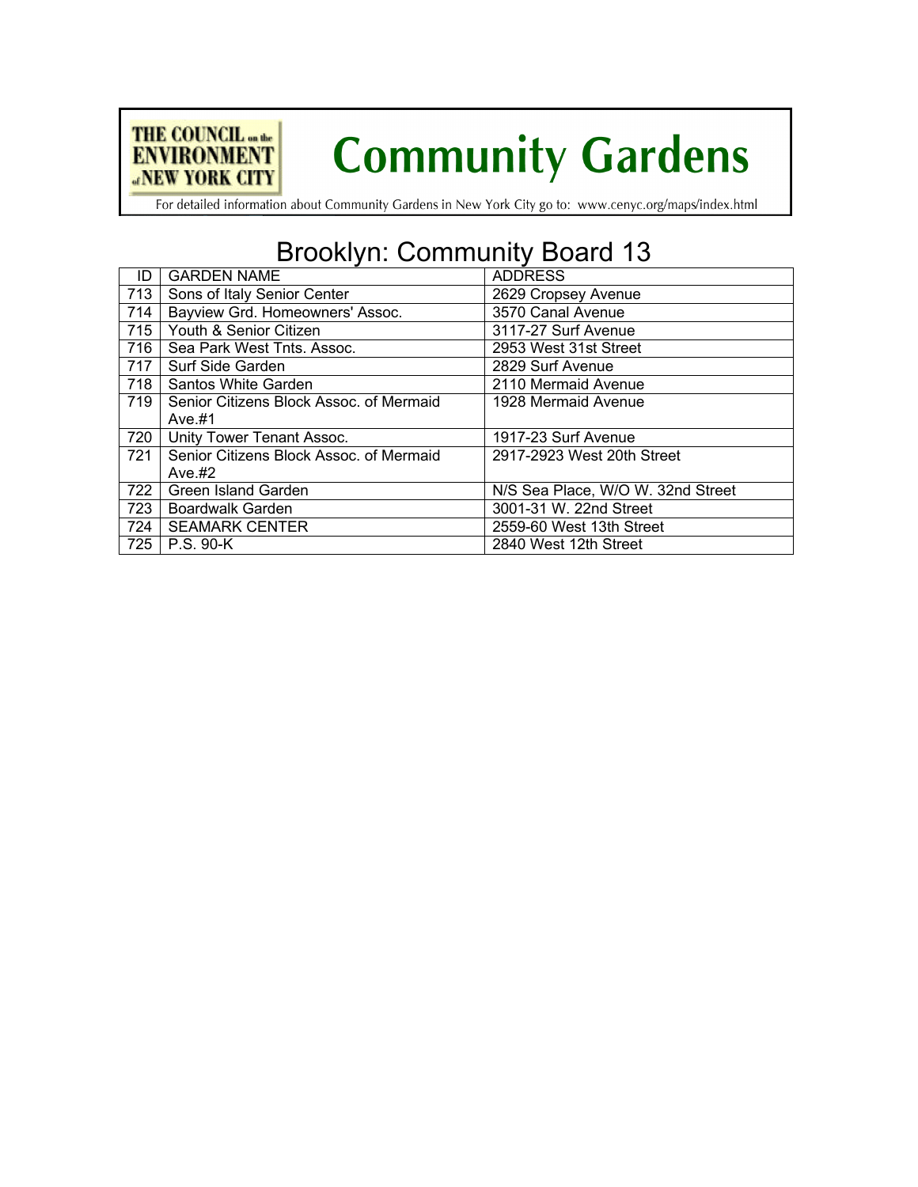THE COUNCIL on the ENVIRONMENT of NEW YORK CITY

# Community Gardens

For detailed information about Community Gardens in New York City go to: www.cenyc.org/maps/index.html

## Brooklyn: Community Board 13

| ID | GARDEN NAME | ADDRESS |
|---|---|---|
| 713 | Sons of Italy Senior Center | 2629 Cropsey Avenue |
| 714 | Bayview Grd. Homeowners' Assoc. | 3570 Canal Avenue |
| 715 | Youth & Senior Citizen | 3117-27 Surf Avenue |
| 716 | Sea Park West Tnts. Assoc. | 2953 West 31st Street |
| 717 | Surf Side Garden | 2829 Surf Avenue |
| 718 | Santos White Garden | 2110 Mermaid Avenue |
| 719 | Senior Citizens Block Assoc. of Mermaid Ave.#1 | 1928 Mermaid Avenue |
| 720 | Unity Tower Tenant Assoc. | 1917-23 Surf Avenue |
| 721 | Senior Citizens Block Assoc. of Mermaid Ave.#2 | 2917-2923 West 20th Street |
| 722 | Green Island Garden | N/S Sea Place, W/O W. 32nd Street |
| 723 | Boardwalk Garden | 3001-31 W. 22nd Street |
| 724 | SEAMARK CENTER | 2559-60 West 13th Street |
| 725 | P.S. 90-K | 2840 West 12th Street |